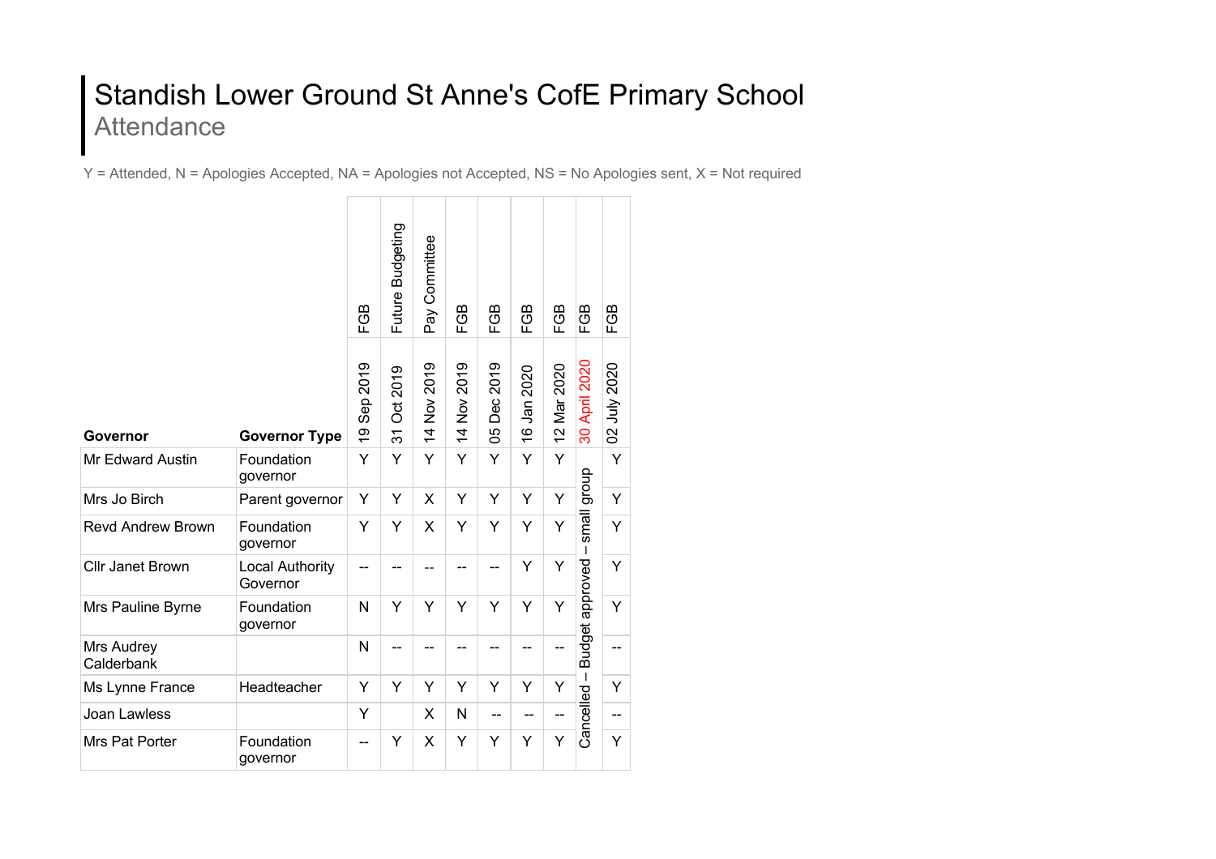# Standish Lower Ground St Anne's CofE Primary School

## Attendance

Y = Attended, N = Apologies Accepted, NA = Apologies not Accepted, NS = No Apologies sent, X = Not required

| Governor | Governor Type | FGB<br>19 Sep 2019 | Future Budgeting<br>31 Oct 2019 | Pay Committee<br>14 Nov 2019 | FGB<br>14 Nov 2019 | FGB<br>05 Dec 2019 | FGB<br>16 Jan 2020 | FGB<br>12 Mar 2020 | FGB<br>30 April 2020 | FGB<br>02 July 2020 |
|---|---|---|---|---|---|---|---|---|---|---|
| Mr Edward Austin | Foundation governor | Y | Y | Y | Y | Y | Y | Y | Cancelled – Budget approved – small group | Y |
| Mrs Jo Birch | Parent governor | Y | Y | X | Y | Y | Y | Y | | Y |
| Revd Andrew Brown | Foundation governor | Y | Y | X | Y | Y | Y | Y | | Y |
| Cllr Janet Brown | Local Authority Governor | -- | -- | -- | -- | -- | Y | Y | | Y |
| Mrs Pauline Byrne | Foundation governor | N | Y | Y | Y | Y | Y | Y | | Y |
| Mrs Audrey Calderbank | | N | -- | -- | -- | -- | -- | -- | | -- |
| Ms Lynne France | Headteacher | Y | Y | Y | Y | Y | Y | Y | | Y |
| Joan Lawless | | Y | | X | N | -- | -- | -- | | -- |
| Mrs Pat Porter | Foundation governor | -- | Y | X | Y | Y | Y | Y | | Y |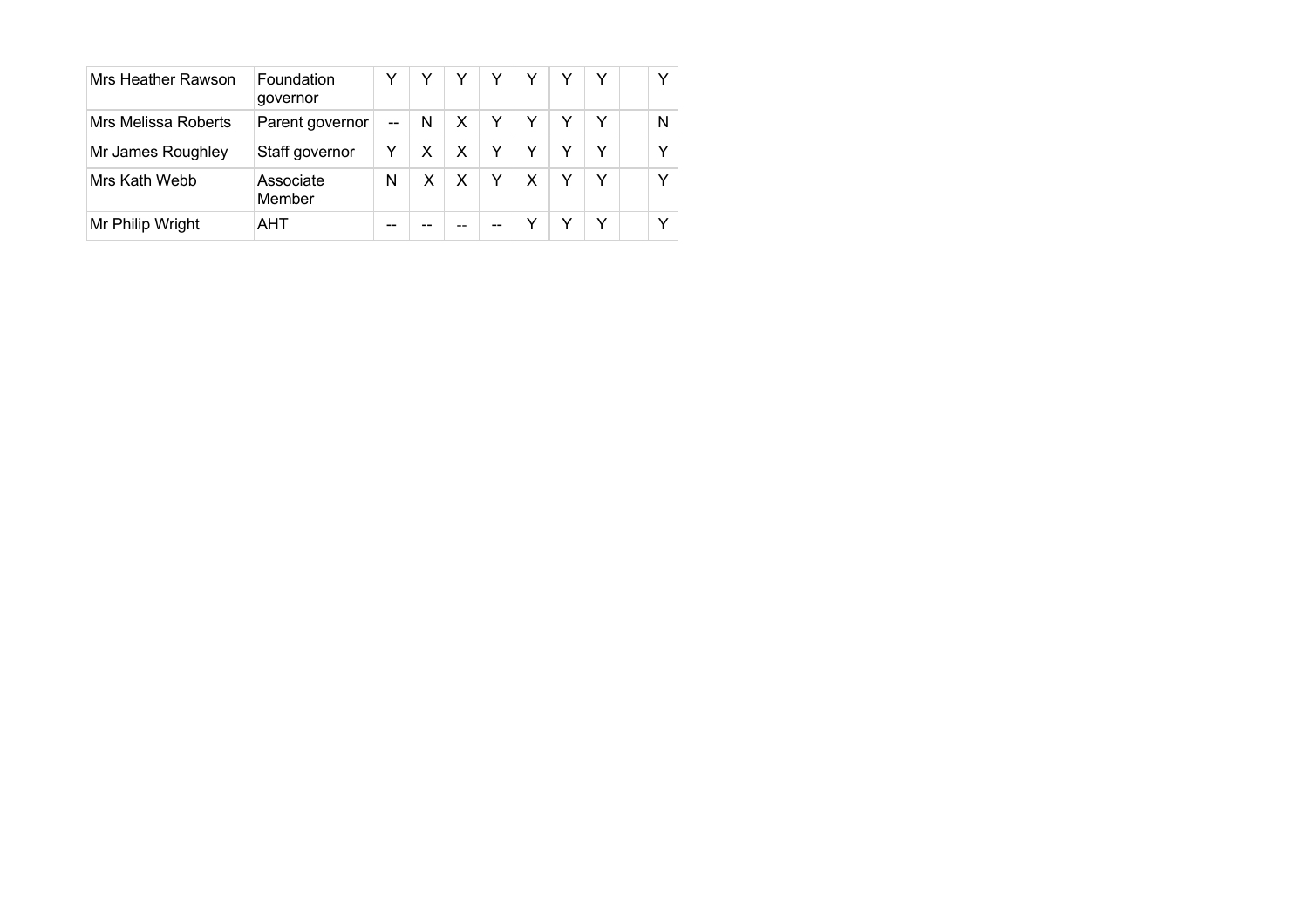| | | | | | | | | | | |
|---|---|---|---|---|---|---|---|---|---|---|
| Mrs Heather Rawson | Foundation governor | Y | Y | Y | Y | Y | Y | Y | | Y |
| Mrs Melissa Roberts | Parent governor | -- | N | X | Y | Y | Y | Y | | N |
| Mr James Roughley | Staff governor | Y | X | X | Y | Y | Y | Y | | Y |
| Mrs Kath Webb | Associate Member | N | X | X | Y | X | Y | Y | | Y |
| Mr Philip Wright | AHT | -- | -- | -- | -- | Y | Y | Y | | Y |